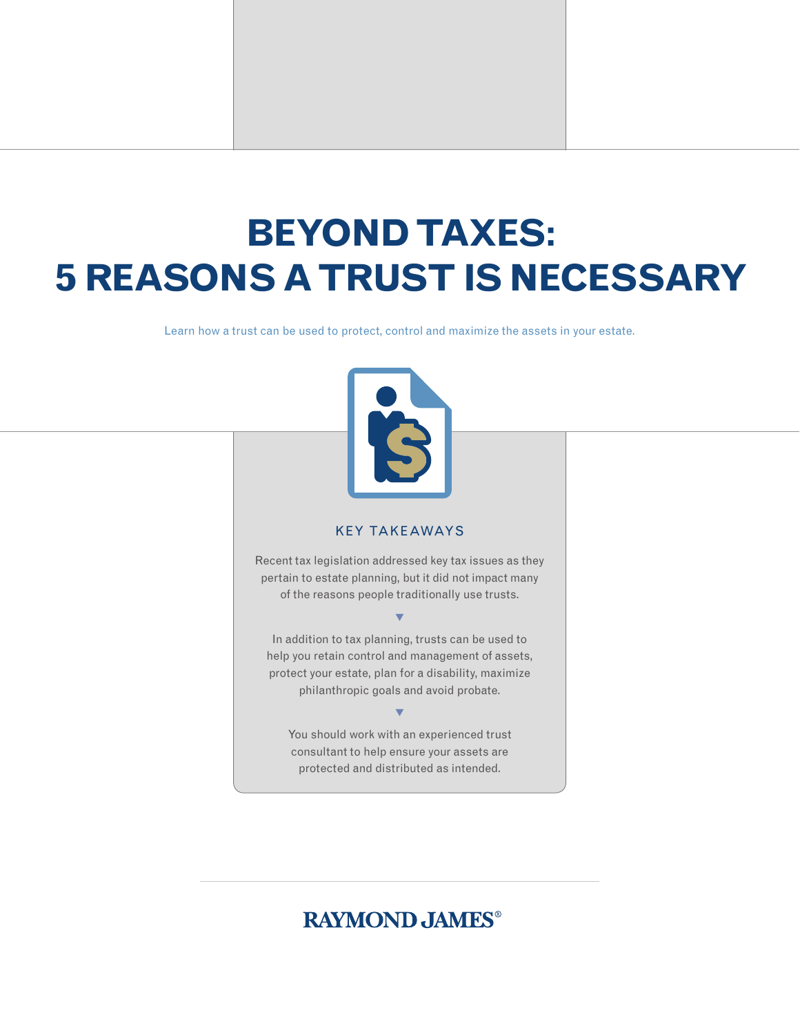# BEYOND TAXES: 5 REASONS A TRUST IS NECESSARY

Learn how a trust can be used to protect, control and maximize the assets in your estate.

## KEY TAKEAWAYS

Recent tax legislation addressed key tax issues as they pertain to estate planning, but it did not impact many of the reasons people traditionally use trusts.

In addition to tax planning, trusts can be used to help you retain control and management of assets, protect your estate, plan for a disability, maximize philanthropic goals and avoid probate.

You should work with an experienced trust consultant to help ensure your assets are protected and distributed as intended.

RAYMOND JAMES®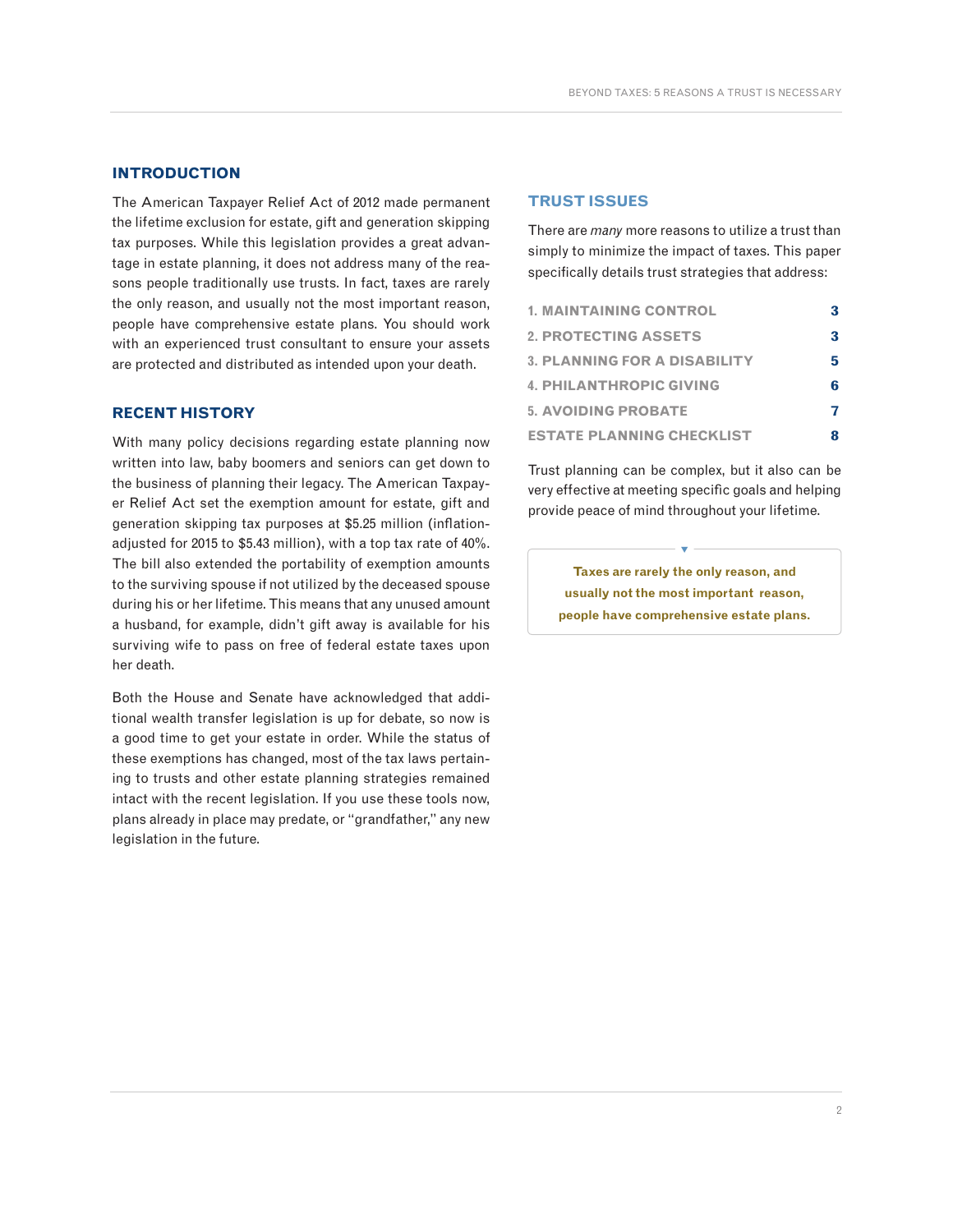## INTRODUCTION

The American Taxpayer Relief Act of 2012 made permanent the lifetime exclusion for estate, gift and generation skipping tax purposes. While this legislation provides a great advantage in estate planning, it does not address many of the reasons people traditionally use trusts. In fact, taxes are rarely the only reason, and usually not the most important reason, people have comprehensive estate plans. You should work with an experienced trust consultant to ensure your assets are protected and distributed as intended upon your death.

## RECENT HISTORY

With many policy decisions regarding estate planning now written into law, baby boomers and seniors can get down to the business of planning their legacy. The American Taxpayer Relief Act set the exemption amount for estate, gift and generation skipping tax purposes at $5.25 million (inflation-adjusted for 2015 to $5.43 million), with a top tax rate of 40%. The bill also extended the portability of exemption amounts to the surviving spouse if not utilized by the deceased spouse during his or her lifetime. This means that any unused amount a husband, for example, didn't gift away is available for his surviving wife to pass on free of federal estate taxes upon her death.

Both the House and Senate have acknowledged that additional wealth transfer legislation is up for debate, so now is a good time to get your estate in order. While the status of these exemptions has changed, most of the tax laws pertaining to trusts and other estate planning strategies remained intact with the recent legislation. If you use these tools now, plans already in place may predate, or "grandfather," any new legislation in the future.

## TRUST ISSUES

There are *many* more reasons to utilize a trust than simply to minimize the impact of taxes. This paper specifically details trust strategies that address:

| | |
|---|---|
| 1. MAINTAINING CONTROL | 3 |
| 2. PROTECTING ASSETS | 3 |
| 3. PLANNING FOR A DISABILITY | 5 |
| 4. PHILANTHROPIC GIVING | 6 |
| 5. AVOIDING PROBATE | 7 |
| ESTATE PLANNING CHECKLIST | 8 |

Trust planning can be complex, but it also can be very effective at meeting specific goals and helping provide peace of mind throughout your lifetime.

**Taxes are rarely the only reason, and usually not the most important reason, people have comprehensive estate plans.**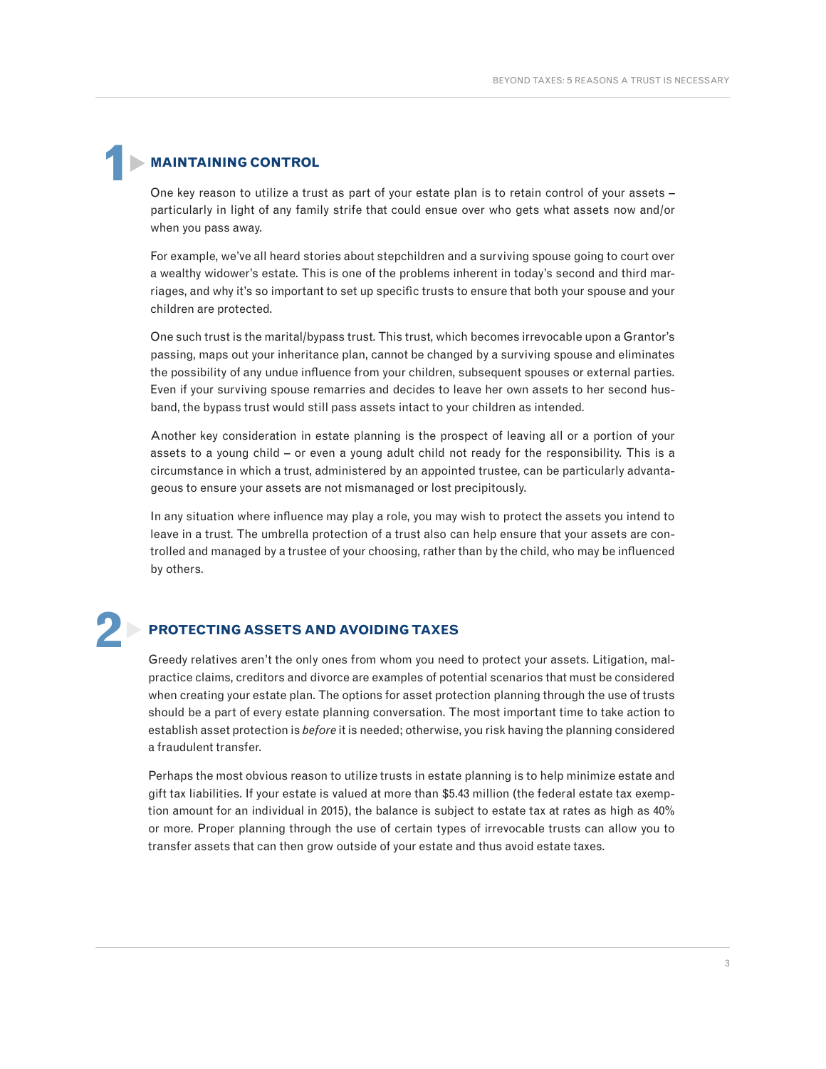## 1 MAINTAINING CONTROL

One key reason to utilize a trust as part of your estate plan is to retain control of your assets – particularly in light of any family strife that could ensue over who gets what assets now and/or when you pass away.

For example, we've all heard stories about stepchildren and a surviving spouse going to court over a wealthy widower's estate. This is one of the problems inherent in today's second and third marriages, and why it's so important to set up specific trusts to ensure that both your spouse and your children are protected.

One such trust is the marital/bypass trust. This trust, which becomes irrevocable upon a Grantor's passing, maps out your inheritance plan, cannot be changed by a surviving spouse and eliminates the possibility of any undue influence from your children, subsequent spouses or external parties. Even if your surviving spouse remarries and decides to leave her own assets to her second husband, the bypass trust would still pass assets intact to your children as intended.

Another key consideration in estate planning is the prospect of leaving all or a portion of your assets to a young child – or even a young adult child not ready for the responsibility. This is a circumstance in which a trust, administered by an appointed trustee, can be particularly advantageous to ensure your assets are not mismanaged or lost precipitously.

In any situation where influence may play a role, you may wish to protect the assets you intend to leave in a trust. The umbrella protection of a trust also can help ensure that your assets are controlled and managed by a trustee of your choosing, rather than by the child, who may be influenced by others.

## 2 PROTECTING ASSETS AND AVOIDING TAXES

Greedy relatives aren't the only ones from whom you need to protect your assets. Litigation, malpractice claims, creditors and divorce are examples of potential scenarios that must be considered when creating your estate plan. The options for asset protection planning through the use of trusts should be a part of every estate planning conversation. The most important time to take action to establish asset protection is *before* it is needed; otherwise, you risk having the planning considered a fraudulent transfer.

Perhaps the most obvious reason to utilize trusts in estate planning is to help minimize estate and gift tax liabilities. If your estate is valued at more than $5.43 million (the federal estate tax exemption amount for an individual in 2015), the balance is subject to estate tax at rates as high as 40% or more. Proper planning through the use of certain types of irrevocable trusts can allow you to transfer assets that can then grow outside of your estate and thus avoid estate taxes.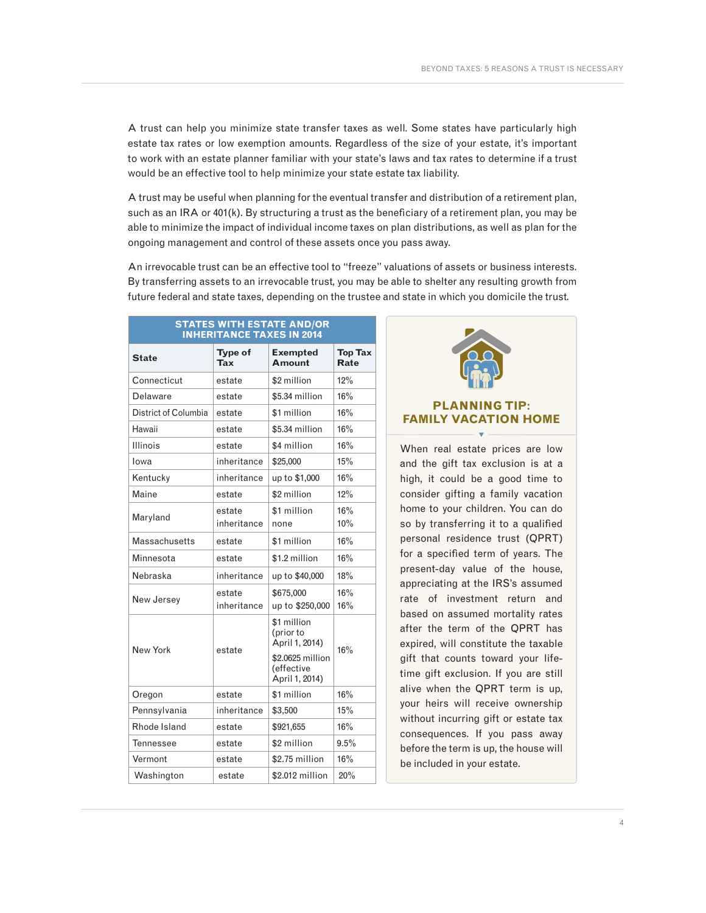A trust can help you minimize state transfer taxes as well. Some states have particularly high estate tax rates or low exemption amounts. Regardless of the size of your estate, it's important to work with an estate planner familiar with your state's laws and tax rates to determine if a trust would be an effective tool to help minimize your state estate tax liability.

A trust may be useful when planning for the eventual transfer and distribution of a retirement plan, such as an IRA or 401(k). By structuring a trust as the beneficiary of a retirement plan, you may be able to minimize the impact of individual income taxes on plan distributions, as well as plan for the ongoing management and control of these assets once you pass away.

An irrevocable trust can be an effective tool to "freeze" valuations of assets or business interests. By transferring assets to an irrevocable trust, you may be able to shelter any resulting growth from future federal and state taxes, depending on the trustee and state in which you domicile the trust.

**STATES WITH ESTATE AND/OR INHERITANCE TAXES IN 2014**

| State | Type of Tax | Exempted Amount | Top Tax Rate |
|---|---|---|---|
| Connecticut | estate | $2 million | 12% |
| Delaware | estate | $5.34 million | 16% |
| District of Columbia | estate | $1 million | 16% |
| Hawaii | estate | $5.34 million | 16% |
| Illinois | estate | $4 million | 16% |
| Iowa | inheritance | $25,000 | 15% |
| Kentucky | inheritance | up to $1,000 | 16% |
| Maine | estate | $2 million | 12% |
| Maryland | estate<br>inheritance | $1 million<br>none | 16%<br>10% |
| Massachusetts | estate | $1 million | 16% |
| Minnesota | estate | $1.2 million | 16% |
| Nebraska | inheritance | up to $40,000 | 18% |
| New Jersey | estate<br>inheritance | $675,000<br>up to $250,000 | 16%<br>16% |
| New York | estate | $1 million (prior to April 1, 2014)<br>$2.0625 million (effective April 1, 2014) | 16% |
| Oregon | estate | $1 million | 16% |
| Pennsylvania | inheritance | $3,500 | 15% |
| Rhode Island | estate | $921,655 | 16% |
| Tennessee | estate | $2 million | 9.5% |
| Vermont | estate | $2.75 million | 16% |
| Washington | estate | $2.012 million | 20% |

## PLANNING TIP: FAMILY VACATION HOME

When real estate prices are low and the gift tax exclusion is at a high, it could be a good time to consider gifting a family vacation home to your children. You can do so by transferring it to a qualified personal residence trust (QPRT) for a specified term of years. The present-day value of the house, appreciating at the IRS's assumed rate of investment return and based on assumed mortality rates after the term of the QPRT has expired, will constitute the taxable gift that counts toward your lifetime gift exclusion. If you are still alive when the QPRT term is up, your heirs will receive ownership without incurring gift or estate tax consequences. If you pass away before the term is up, the house will be included in your estate.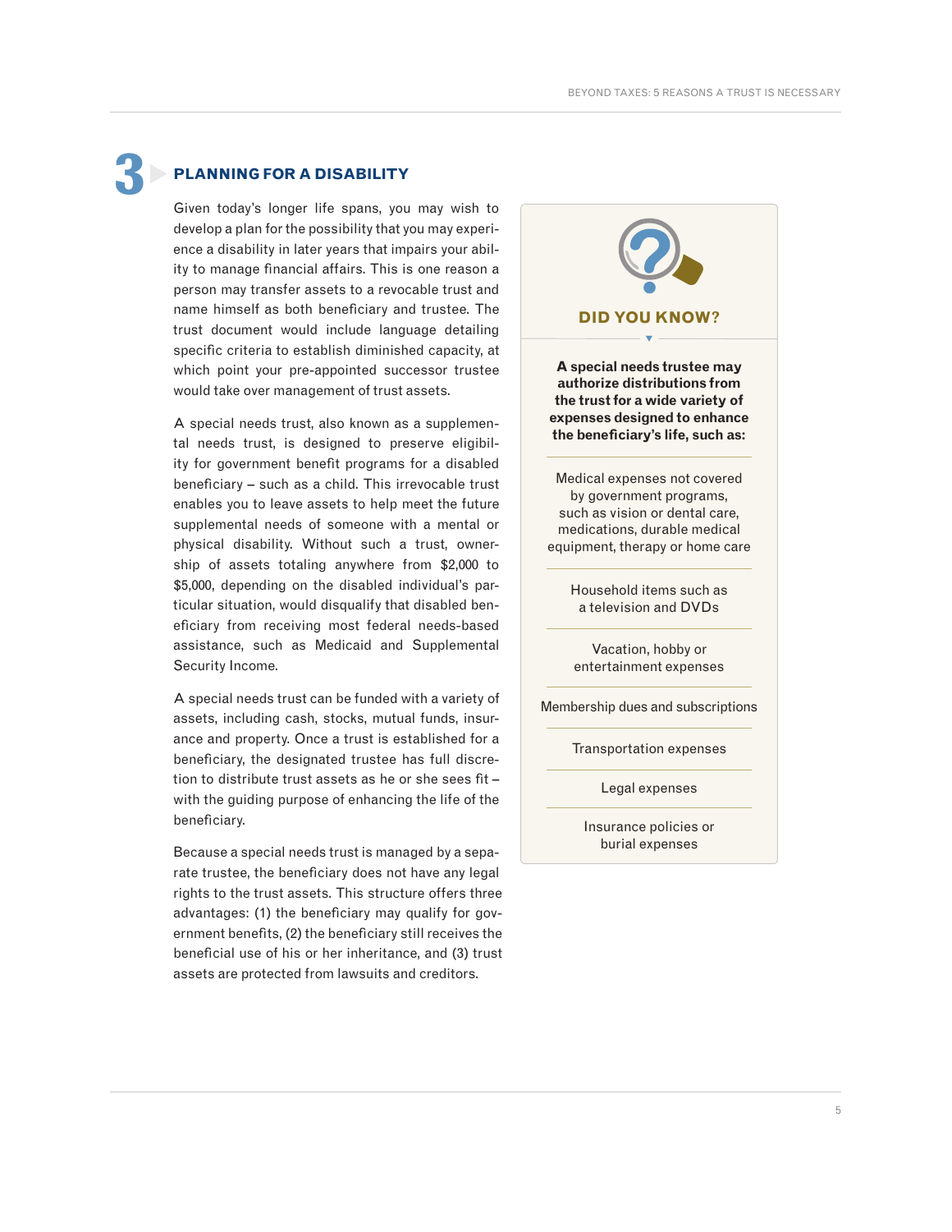## 3 PLANNING FOR A DISABILITY

Given today's longer life spans, you may wish to develop a plan for the possibility that you may experience a disability in later years that impairs your ability to manage financial affairs. This is one reason a person may transfer assets to a revocable trust and name himself as both beneficiary and trustee. The trust document would include language detailing specific criteria to establish diminished capacity, at which point your pre-appointed successor trustee would take over management of trust assets.

A special needs trust, also known as a supplemental needs trust, is designed to preserve eligibility for government benefit programs for a disabled beneficiary – such as a child. This irrevocable trust enables you to leave assets to help meet the future supplemental needs of someone with a mental or physical disability. Without such a trust, ownership of assets totaling anywhere from $2,000 to $5,000, depending on the disabled individual's particular situation, would disqualify that disabled beneficiary from receiving most federal needs-based assistance, such as Medicaid and Supplemental Security Income.

A special needs trust can be funded with a variety of assets, including cash, stocks, mutual funds, insurance and property. Once a trust is established for a beneficiary, the designated trustee has full discretion to distribute trust assets as he or she sees fit – with the guiding purpose of enhancing the life of the beneficiary.

Because a special needs trust is managed by a separate trustee, the beneficiary does not have any legal rights to the trust assets. This structure offers three advantages: (1) the beneficiary may qualify for government benefits, (2) the beneficiary still receives the beneficial use of his or her inheritance, and (3) trust assets are protected from lawsuits and creditors.

### DID YOU KNOW?

**A special needs trustee may authorize distributions from the trust for a wide variety of expenses designed to enhance the beneficiary's life, such as:**

- Medical expenses not covered by government programs, such as vision or dental care, medications, durable medical equipment, therapy or home care
- Household items such as a television and DVDs
- Vacation, hobby or entertainment expenses
- Membership dues and subscriptions
- Transportation expenses
- Legal expenses
- Insurance policies or burial expenses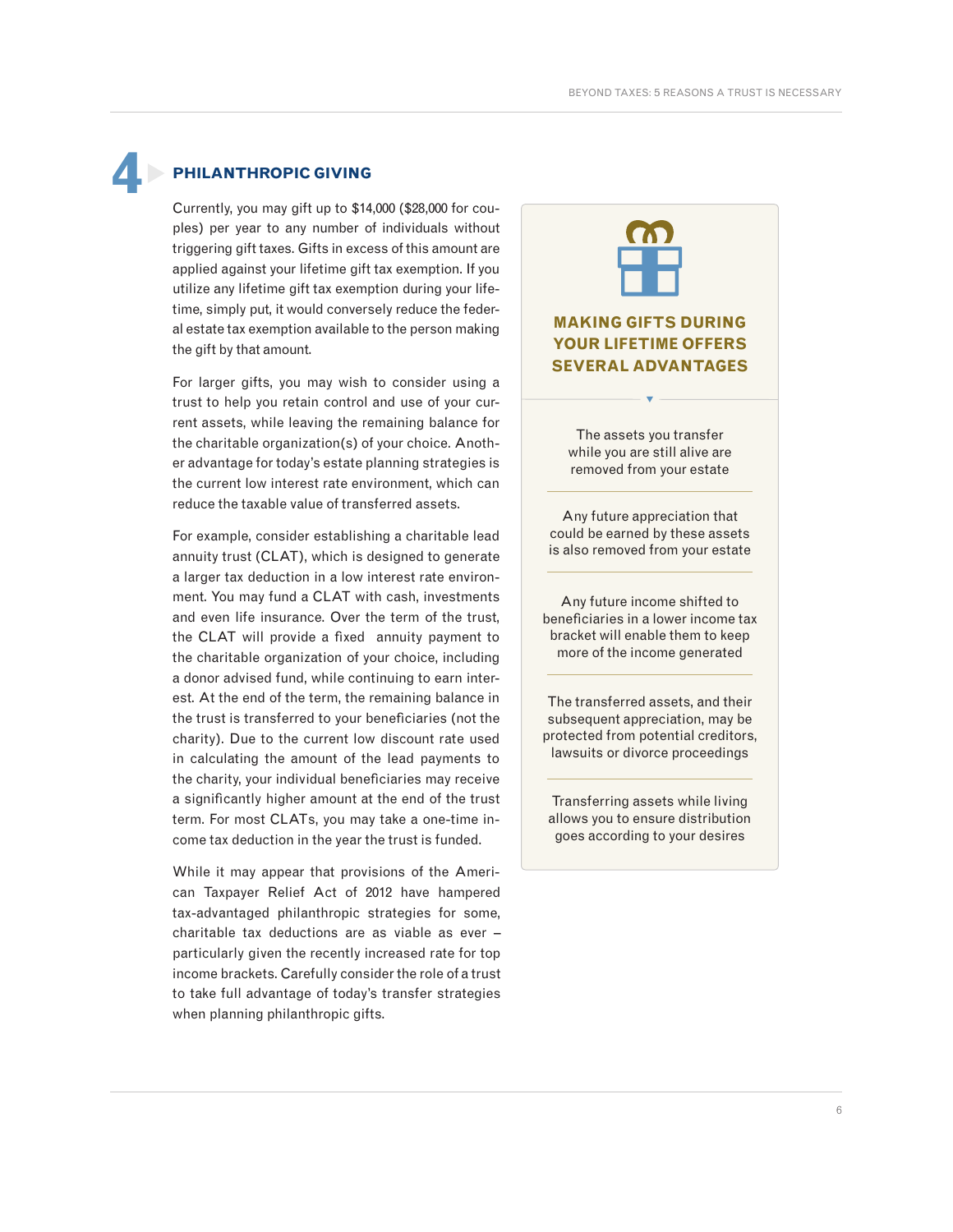## 4 PHILANTHROPIC GIVING

Currently, you may gift up to $14,000 ($28,000 for couples) per year to any number of individuals without triggering gift taxes. Gifts in excess of this amount are applied against your lifetime gift tax exemption. If you utilize any lifetime gift tax exemption during your lifetime, simply put, it would conversely reduce the federal estate tax exemption available to the person making the gift by that amount.

For larger gifts, you may wish to consider using a trust to help you retain control and use of your current assets, while leaving the remaining balance for the charitable organization(s) of your choice. Another advantage for today's estate planning strategies is the current low interest rate environment, which can reduce the taxable value of transferred assets.

For example, consider establishing a charitable lead annuity trust (CLAT), which is designed to generate a larger tax deduction in a low interest rate environment. You may fund a CLAT with cash, investments and even life insurance. Over the term of the trust, the CLAT will provide a fixed annuity payment to the charitable organization of your choice, including a donor advised fund, while continuing to earn interest. At the end of the term, the remaining balance in the trust is transferred to your beneficiaries (not the charity). Due to the current low discount rate used in calculating the amount of the lead payments to the charity, your individual beneficiaries may receive a significantly higher amount at the end of the trust term. For most CLATs, you may take a one-time income tax deduction in the year the trust is funded.

While it may appear that provisions of the American Taxpayer Relief Act of 2012 have hampered tax-advantaged philanthropic strategies for some, charitable tax deductions are as viable as ever – particularly given the recently increased rate for top income brackets. Carefully consider the role of a trust to take full advantage of today's transfer strategies when planning philanthropic gifts.

### MAKING GIFTS DURING YOUR LIFETIME OFFERS SEVERAL ADVANTAGES

- The assets you transfer while you are still alive are removed from your estate
- Any future appreciation that could be earned by these assets is also removed from your estate
- Any future income shifted to beneficiaries in a lower income tax bracket will enable them to keep more of the income generated
- The transferred assets, and their subsequent appreciation, may be protected from potential creditors, lawsuits or divorce proceedings
- Transferring assets while living allows you to ensure distribution goes according to your desires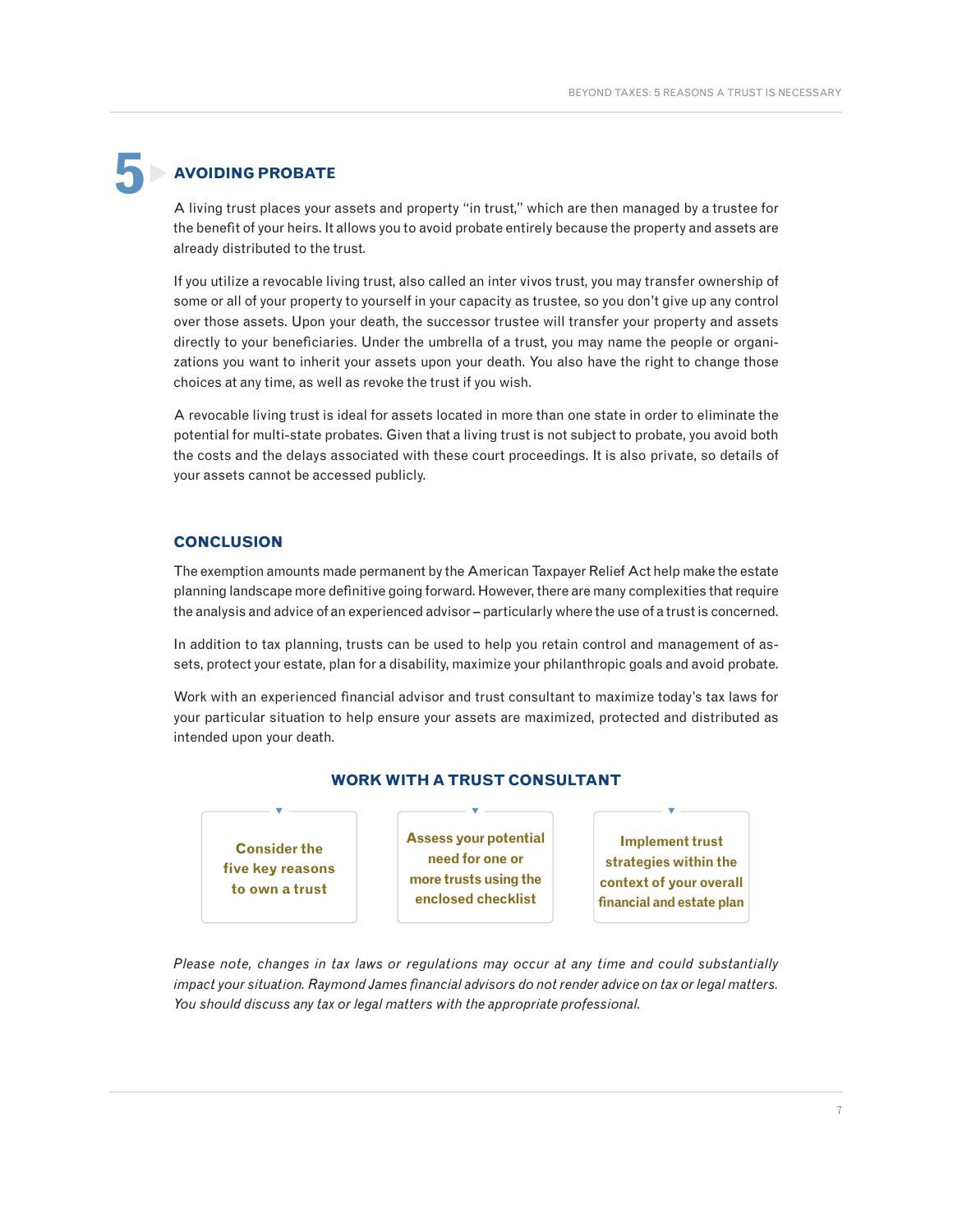## 5 AVOIDING PROBATE

A living trust places your assets and property "in trust," which are then managed by a trustee for the benefit of your heirs. It allows you to avoid probate entirely because the property and assets are already distributed to the trust.

If you utilize a revocable living trust, also called an inter vivos trust, you may transfer ownership of some or all of your property to yourself in your capacity as trustee, so you don't give up any control over those assets. Upon your death, the successor trustee will transfer your property and assets directly to your beneficiaries. Under the umbrella of a trust, you may name the people or organizations you want to inherit your assets upon your death. You also have the right to change those choices at any time, as well as revoke the trust if you wish.

A revocable living trust is ideal for assets located in more than one state in order to eliminate the potential for multi-state probates. Given that a living trust is not subject to probate, you avoid both the costs and the delays associated with these court proceedings. It is also private, so details of your assets cannot be accessed publicly.

## CONCLUSION

The exemption amounts made permanent by the American Taxpayer Relief Act help make the estate planning landscape more definitive going forward. However, there are many complexities that require the analysis and advice of an experienced advisor – particularly where the use of a trust is concerned.

In addition to tax planning, trusts can be used to help you retain control and management of assets, protect your estate, plan for a disability, maximize your philanthropic goals and avoid probate.

Work with an experienced financial advisor and trust consultant to maximize today's tax laws for your particular situation to help ensure your assets are maximized, protected and distributed as intended upon your death.

### WORK WITH A TRUST CONSULTANT

- **Consider the five key reasons to own a trust**
- **Assess your potential need for one or more trusts using the enclosed checklist**
- **Implement trust strategies within the context of your overall financial and estate plan**

*Please note, changes in tax laws or regulations may occur at any time and could substantially impact your situation. Raymond James financial advisors do not render advice on tax or legal matters. You should discuss any tax or legal matters with the appropriate professional.*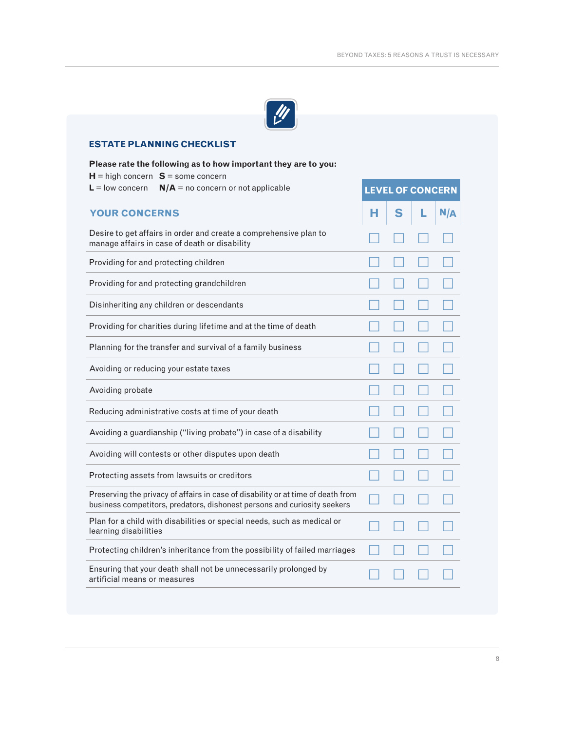## ESTATE PLANNING CHECKLIST

**Please rate the following as to how important they are to you:**

**H** = high concern **S** = some concern

**L** = low concern **N/A** = no concern or not applicable

| YOUR CONCERNS | LEVEL OF CONCERN | | | |
|---|---|---|---|---|
| | **H** | **S** | **L** | **N/A** |
| Desire to get affairs in order and create a comprehensive plan to manage affairs in case of death or disability | ☐ | ☐ | ☐ | ☐ |
| Providing for and protecting children | ☐ | ☐ | ☐ | ☐ |
| Providing for and protecting grandchildren | ☐ | ☐ | ☐ | ☐ |
| Disinheriting any children or descendants | ☐ | ☐ | ☐ | ☐ |
| Providing for charities during lifetime and at the time of death | ☐ | ☐ | ☐ | ☐ |
| Planning for the transfer and survival of a family business | ☐ | ☐ | ☐ | ☐ |
| Avoiding or reducing your estate taxes | ☐ | ☐ | ☐ | ☐ |
| Avoiding probate | ☐ | ☐ | ☐ | ☐ |
| Reducing administrative costs at time of your death | ☐ | ☐ | ☐ | ☐ |
| Avoiding a guardianship (“living probate”) in case of a disability | ☐ | ☐ | ☐ | ☐ |
| Avoiding will contests or other disputes upon death | ☐ | ☐ | ☐ | ☐ |
| Protecting assets from lawsuits or creditors | ☐ | ☐ | ☐ | ☐ |
| Preserving the privacy of affairs in case of disability or at time of death from business competitors, predators, dishonest persons and curiosity seekers | ☐ | ☐ | ☐ | ☐ |
| Plan for a child with disabilities or special needs, such as medical or learning disabilities | ☐ | ☐ | ☐ | ☐ |
| Protecting children's inheritance from the possibility of failed marriages | ☐ | ☐ | ☐ | ☐ |
| Ensuring that your death shall not be unnecessarily prolonged by artificial means or measures | ☐ | ☐ | ☐ | ☐ |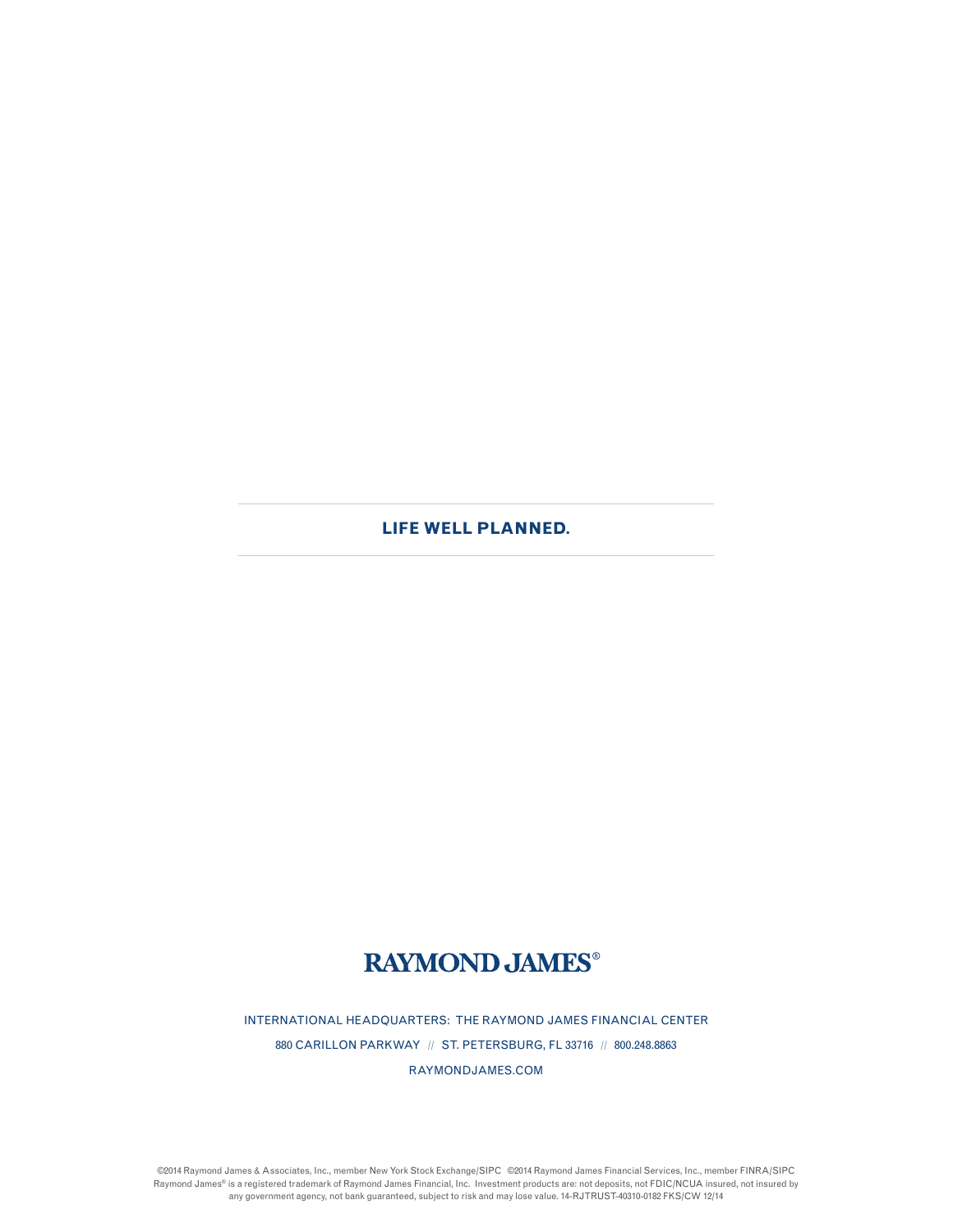**LIFE WELL PLANNED.**

**RAYMOND JAMES®**

INTERNATIONAL HEADQUARTERS: THE RAYMOND JAMES FINANCIAL CENTER

880 CARILLON PARKWAY // ST. PETERSBURG, FL 33716 // 800.248.8863

RAYMONDJAMES.COM

©2014 Raymond James & Associates, Inc., member New York Stock Exchange/SIPC ©2014 Raymond James Financial Services, Inc., member FINRA/SIPC Raymond James® is a registered trademark of Raymond James Financial, Inc. Investment products are: not deposits, not FDIC/NCUA insured, not insured by any government agency, not bank guaranteed, subject to risk and may lose value. 14-RJTRUST-40310-0182 FKS/CW 12/14